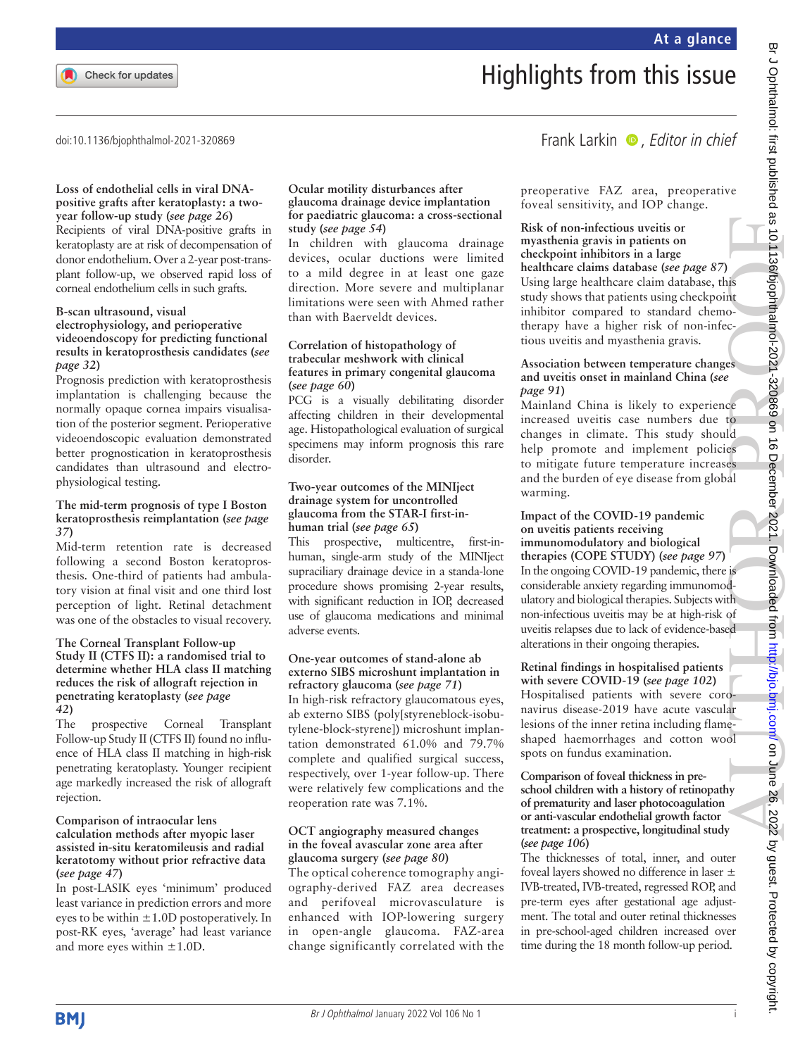# Highlights from this issue

doi:10.1136/bjophthalmol-2021-320869

Frank Larkin, *Editor in chief*

**Loss of endothelial cells in viral DNA-positive grafts after keratoplasty: a two-year follow-up study (*see page 26*)**

Recipients of viral DNA-positive grafts in keratoplasty are at risk of decompensation of donor endothelium. Over a 2-year post-transplant follow-up, we observed rapid loss of corneal endothelium cells in such grafts.

**B-scan ultrasound, visual electrophysiology, and perioperative videoendoscopy for predicting functional results in keratoprosthesis candidates (*see page 32*)**

Prognosis prediction with keratoprosthesis implantation is challenging because the normally opaque cornea impairs visualisation of the posterior segment. Perioperative videoendoscopic evaluation demonstrated better prognostication in keratoprosthesis candidates than ultrasound and electrophysiological testing.

**The mid-term prognosis of type I Boston keratoprosthesis reimplantation (*see page 37*)**

Mid-term retention rate is decreased following a second Boston keratoprosthesis. One-third of patients had ambulatory vision at final visit and one third lost perception of light. Retinal detachment was one of the obstacles to visual recovery.

**The Corneal Transplant Follow-up Study II (CTFS II): a randomised trial to determine whether HLA class II matching reduces the risk of allograft rejection in penetrating keratoplasty (*see page 42*)**

The prospective Corneal Transplant Follow-up Study II (CTFS II) found no influence of HLA class II matching in high-risk penetrating keratoplasty. Younger recipient age markedly increased the risk of allograft rejection.

**Comparison of intraocular lens calculation methods after myopic laser assisted in-situ keratomileusis and radial keratotomy without prior refractive data (*see page 47*)**

In post-LASIK eyes 'minimum' produced least variance in prediction errors and more eyes to be within ±1.0D postoperatively. In post-RK eyes, 'average' had least variance and more eyes within ±1.0D.

**Ocular motility disturbances after glaucoma drainage device implantation for paediatric glaucoma: a cross-sectional study (*see page 54*)**

In children with glaucoma drainage devices, ocular ductions were limited to a mild degree in at least one gaze direction. More severe and multiplanar limitations were seen with Ahmed rather than with Baerveldt devices.

**Correlation of histopathology of trabecular meshwork with clinical features in primary congenital glaucoma (*see page 60*)**

PCG is a visually debilitating disorder affecting children in their developmental age. Histopathological evaluation of surgical specimens may inform prognosis this rare disorder.

**Two-year outcomes of the MINIject drainage system for uncontrolled glaucoma from the STAR-I first-in-human trial (*see page 65*)**

This prospective, multicentre, first-in-human, single-arm study of the MINIject supraciliary drainage device in a standa-lone procedure shows promising 2-year results, with significant reduction in IOP, decreased use of glaucoma medications and minimal adverse events.

**One-year outcomes of stand-alone ab externo SIBS microshunt implantation in refractory glaucoma (*see page 71*)**

In high-risk refractory glaucomatous eyes, ab externo SIBS (poly[styreneblock-isobutylene-block-styrene]) microshunt implantation demonstrated 61.0% and 79.7% complete and qualified surgical success, respectively, over 1-year follow-up. There were relatively few complications and the reoperation rate was 7.1%.

**OCT angiography measured changes in the foveal avascular zone area after glaucoma surgery (*see page 80*)**

The optical coherence tomography angiography-derived FAZ area decreases and perifoveal microvasculature is enhanced with IOP-lowering surgery in open-angle glaucoma. FAZ-area change significantly correlated with the preoperative FAZ area, preoperative foveal sensitivity, and IOP change.

**Risk of non-infectious uveitis or myasthenia gravis in patients on checkpoint inhibitors in a large healthcare claims database (*see page 87*)**

Using large healthcare claim database, this study shows that patients using checkpoint inhibitor compared to standard chemotherapy have a higher risk of non-infectious uveitis and myasthenia gravis.

**Association between temperature changes and uveitis onset in mainland China (*see page 91*)**

Mainland China is likely to experience increased uveitis case numbers due to changes in climate. This study should help promote and implement policies to mitigate future temperature increases and the burden of eye disease from global warming.

**Impact of the COVID-19 pandemic on uveitis patients receiving immunomodulatory and biological therapies (COPE STUDY) (*see page 97*)**

In the ongoing COVID-19 pandemic, there is considerable anxiety regarding immunomodulatory and biological therapies. Subjects with non-infectious uveitis may be at high-risk of uveitis relapses due to lack of evidence-based alterations in their ongoing therapies.

**Retinal findings in hospitalised patients with severe COVID-19 (*see page 102*)**

Hospitalised patients with severe coronavirus disease-2019 have acute vascular lesions of the inner retina including flame-shaped haemorrhages and cotton wool spots on fundus examination.

**Comparison of foveal thickness in preschool children with a history of retinopathy of prematurity and laser photocoagulation or anti-vascular endothelial growth factor treatment: a prospective, longitudinal study (*see page 106*)**

The thicknesses of total, inner, and outer foveal layers showed no difference in laser ± IVB-treated, IVB-treated, regressed ROP, and pre-term eyes after gestational age adjustment. The total and outer retinal thicknesses in pre-school-aged children increased over time during the 18 month follow-up period.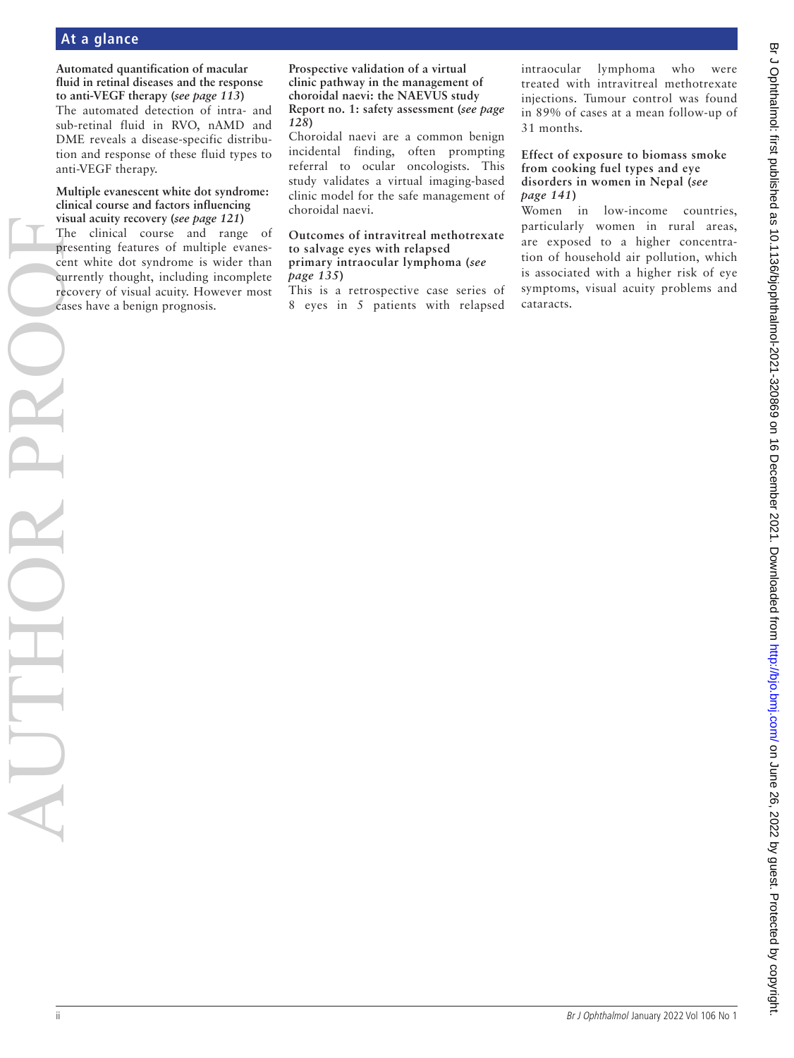## At a glance

**Automated quantification of macular fluid in retinal diseases and the response to anti-VEGF therapy (*see page 113*)**

The automated detection of intra- and sub-retinal fluid in RVO, nAMD and DME reveals a disease-specific distribution and response of these fluid types to anti-VEGF therapy.

**Multiple evanescent white dot syndrome: clinical course and factors influencing visual acuity recovery (*see page 121*)**

The clinical course and range of presenting features of multiple evanescent white dot syndrome is wider than currently thought, including incomplete recovery of visual acuity. However most cases have a benign prognosis.

**Prospective validation of a virtual clinic pathway in the management of choroidal naevi: the NAEVUS study Report no. 1: safety assessment (*see page 128*)**

Choroidal naevi are a common benign incidental finding, often prompting referral to ocular oncologists. This study validates a virtual imaging-based clinic model for the safe management of choroidal naevi.

**Outcomes of intravitreal methotrexate to salvage eyes with relapsed primary intraocular lymphoma (*see page 135*)**

This is a retrospective case series of 8 eyes in 5 patients with relapsed intraocular lymphoma who were treated with intravitreal methotrexate injections. Tumour control was found in 89% of cases at a mean follow-up of 31 months.

**Effect of exposure to biomass smoke from cooking fuel types and eye disorders in women in Nepal (*see page 141*)**

Women in low-income countries, particularly women in rural areas, are exposed to a higher concentration of household air pollution, which is associated with a higher risk of eye symptoms, visual acuity problems and cataracts.